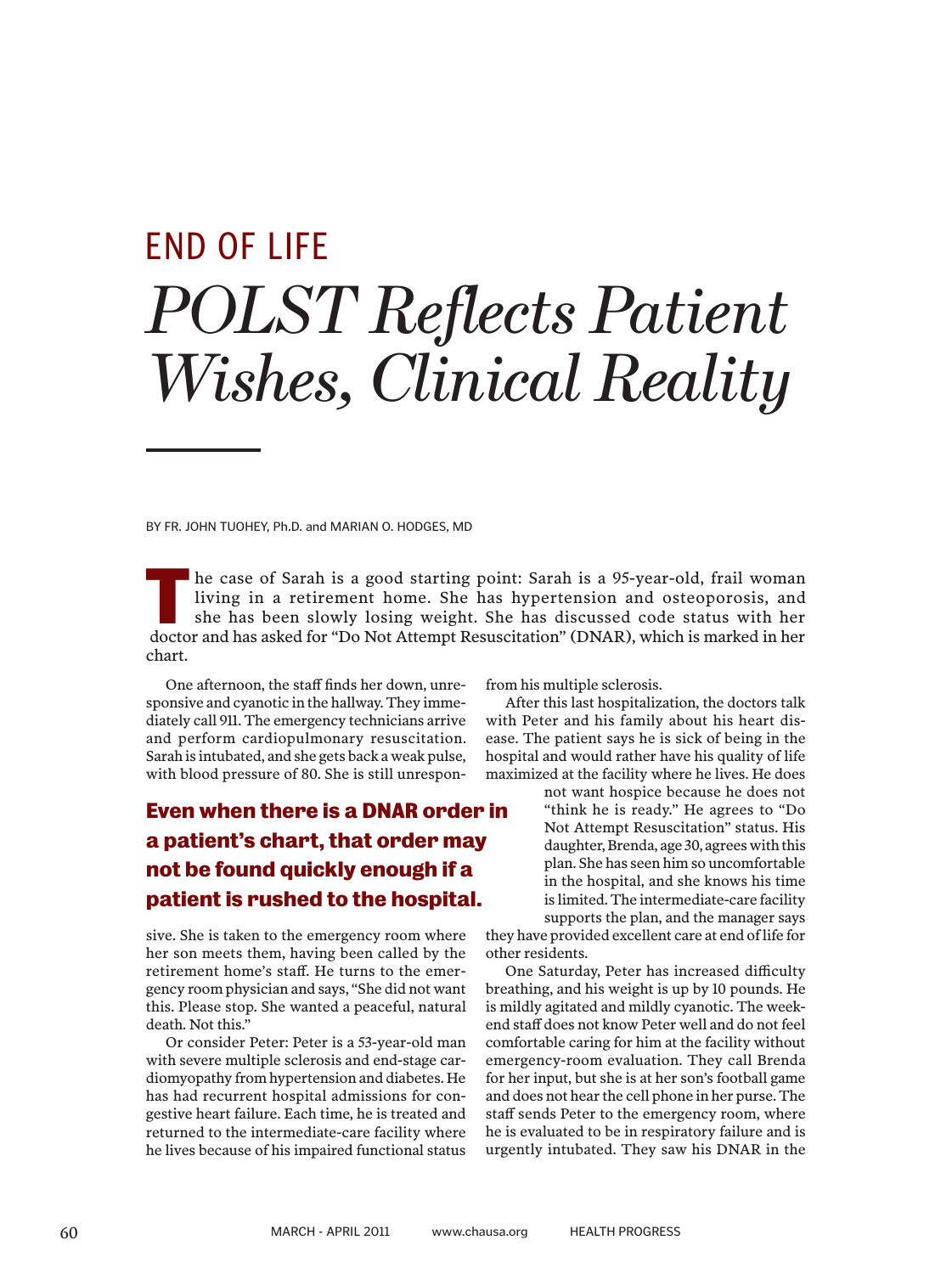# END OF LIFE

# *POLST Reflects Patient Wishes, Clinical Reality*

BY FR. JOHN TUOHEY, Ph.D. and MARIAN O. HODGES, MD

The case of Sarah is a good starting point: Sarah is a 95-year-old, frail woman living in a retirement home. She has hypertension and osteoporosis, and she has been slowly losing weight. She has discussed code status with her doctor and has asked for "Do Not Attempt Resuscitation" (DNAR), which is marked in her chart.

One afternoon, the staff finds her down, unresponsive and cyanotic in the hallway. They immediately call 911. The emergency technicians arrive and perform cardiopulmonary resuscitation. Sarah is intubated, and she gets back a weak pulse, with blood pressure of 80. She is still unresponsive. She is taken to the emergency room where her son meets them, having been called by the retirement home's staff. He turns to the emergency room physician and says, "She did not want this. Please stop. She wanted a peaceful, natural death. Not this."

**Even when there is a DNAR order in a patient's chart, that order may not be found quickly enough if a patient is rushed to the hospital.**

Or consider Peter: Peter is a 53-year-old man with severe multiple sclerosis and end-stage cardiomyopathy from hypertension and diabetes. He has had recurrent hospital admissions for congestive heart failure. Each time, he is treated and returned to the intermediate-care facility where he lives because of his impaired functional status from his multiple sclerosis.

After this last hospitalization, the doctors talk with Peter and his family about his heart disease. The patient says he is sick of being in the hospital and would rather have his quality of life maximized at the facility where he lives. He does not want hospice because he does not "think he is ready." He agrees to "Do Not Attempt Resuscitation" status. His daughter, Brenda, age 30, agrees with this plan. She has seen him so uncomfortable in the hospital, and she knows his time is limited. The intermediate-care facility supports the plan, and the manager says they have provided excellent care at end of life for other residents.

One Saturday, Peter has increased difficulty breathing, and his weight is up by 10 pounds. He is mildly agitated and mildly cyanotic. The weekend staff does not know Peter well and do not feel comfortable caring for him at the facility without emergency-room evaluation. They call Brenda for her input, but she is at her son's football game and does not hear the cell phone in her purse. The staff sends Peter to the emergency room, where he is evaluated to be in respiratory failure and is urgently intubated. They saw his DNAR in the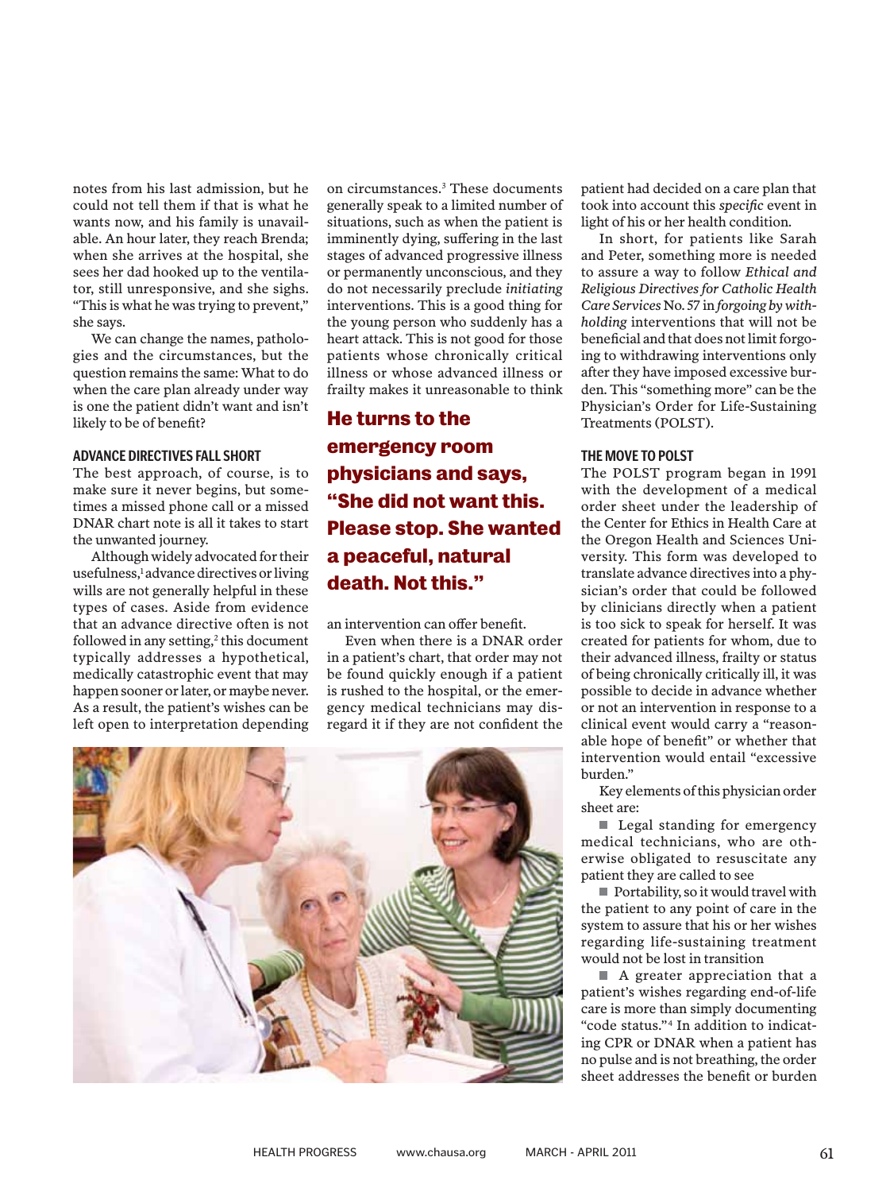notes from his last admission, but he could not tell them if that is what he wants now, and his family is unavailable. An hour later, they reach Brenda; when she arrives at the hospital, she sees her dad hooked up to the ventilator, still unresponsive, and she sighs. "This is what he was trying to prevent," she says.

We can change the names, pathologies and the circumstances, but the question remains the same: What to do when the care plan already under way is one the patient didn't want and isn't likely to be of benefit?

### ADVANCE DIRECTIVES FALL SHORT

The best approach, of course, is to make sure it never begins, but sometimes a missed phone call or a missed DNAR chart note is all it takes to start the unwanted journey.

Although widely advocated for their usefulness,[1] advance directives or living wills are not generally helpful in these types of cases. Aside from evidence that an advance directive often is not followed in any setting,[2] this document typically addresses a hypothetical, medically catastrophic event that may happen sooner or later, or maybe never. As a result, the patient's wishes can be left open to interpretation depending on circumstances.[3] These documents generally speak to a limited number of situations, such as when the patient is imminently dying, suffering in the last stages of advanced progressive illness or permanently unconscious, and they do not necessarily preclude *initiating* interventions. This is a good thing for the young person who suddenly has a heart attack. This is not good for those patients whose chronically critical illness or whose advanced illness or frailty makes it unreasonable to think an intervention can offer benefit.

**He turns to the emergency room physicians and says, "She did not want this. Please stop. She wanted a peaceful, natural death. Not this."**

Even when there is a DNAR order in a patient's chart, that order may not be found quickly enough if a patient is rushed to the hospital, or the emergency medical technicians may disregard it if they are not confident the patient had decided on a care plan that took into account this *specific* event in light of his or her health condition.

In short, for patients like Sarah and Peter, something more is needed to assure a way to follow *Ethical and Religious Directives for Catholic Health Care Services* No. 57 in *forgoing by withholding* interventions that will not be beneficial and that does not limit forgoing to withdrawing interventions only after they have imposed excessive burden. This "something more" can be the Physician's Order for Life-Sustaining Treatments (POLST).

### THE MOVE TO POLST

The POLST program began in 1991 with the development of a medical order sheet under the leadership of the Center for Ethics in Health Care at the Oregon Health and Sciences University. This form was developed to translate advance directives into a physician's order that could be followed by clinicians directly when a patient is too sick to speak for herself. It was created for patients for whom, due to their advanced illness, frailty or status of being chronically critically ill, it was possible to decide in advance whether or not an intervention in response to a clinical event would carry a "reasonable hope of benefit" or whether that intervention would entail "excessive burden."

Key elements of this physician order sheet are:

- Legal standing for emergency medical technicians, who are otherwise obligated to resuscitate any patient they are called to see
- Portability, so it would travel with the patient to any point of care in the system to assure that his or her wishes regarding life-sustaining treatment would not be lost in transition
- A greater appreciation that a patient's wishes regarding end-of-life care is more than simply documenting "code status."[4] In addition to indicating CPR or DNAR when a patient has no pulse and is not breathing, the order sheet addresses the benefit or burden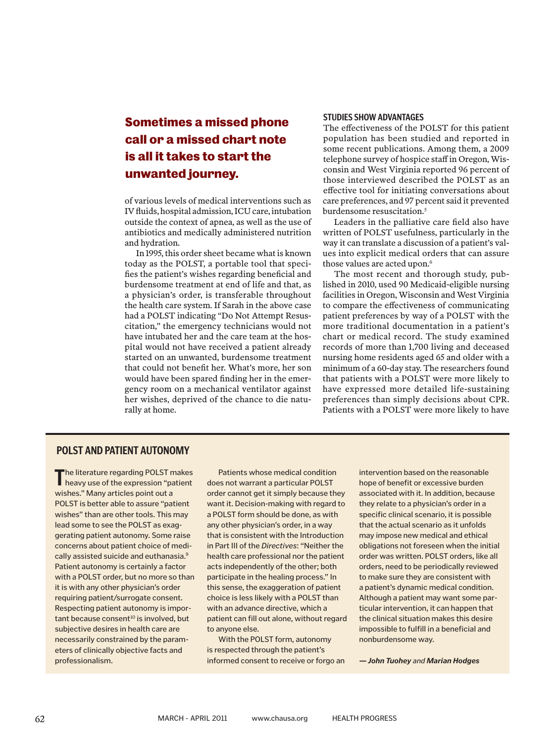**Sometimes a missed phone call or a missed chart note is all it takes to start the unwanted journey.**

of various levels of medical interventions such as IV fluids, hospital admission, ICU care, intubation outside the context of apnea, as well as the use of antibiotics and medically administered nutrition and hydration.

In 1995, this order sheet became what is known today as the POLST, a portable tool that specifies the patient's wishes regarding beneficial and burdensome treatment at end of life and that, as a physician's order, is transferable throughout the health care system. If Sarah in the above case had a POLST indicating "Do Not Attempt Resuscitation," the emergency technicians would not have intubated her and the care team at the hospital would not have received a patient already started on an unwanted, burdensome treatment that could not benefit her. What's more, her son would have been spared finding her in the emergency room on a mechanical ventilator against her wishes, deprived of the chance to die naturally at home.

### STUDIES SHOW ADVANTAGES

The effectiveness of the POLST for this patient population has been studied and reported in some recent publications. Among them, a 2009 telephone survey of hospice staff in Oregon, Wisconsin and West Virginia reported 96 percent of those interviewed described the POLST as an effective tool for initiating conversations about care preferences, and 97 percent said it prevented burdensome resuscitation.[5]

Leaders in the palliative care field also have written of POLST usefulness, particularly in the way it can translate a discussion of a patient's values into explicit medical orders that can assure those values are acted upon.[6]

The most recent and thorough study, published in 2010, used 90 Medicaid-eligible nursing facilities in Oregon, Wisconsin and West Virginia to compare the effectiveness of communicating patient preferences by way of a POLST with the more traditional documentation in a patient's chart or medical record. The study examined records of more than 1,700 living and deceased nursing home residents aged 65 and older with a minimum of a 60-day stay. The researchers found that patients with a POLST were more likely to have expressed more detailed life-sustaining preferences than simply decisions about CPR. Patients with a POLST were more likely to have

### POLST AND PATIENT AUTONOMY

The literature regarding POLST makes heavy use of the expression "patient wishes." Many articles point out a POLST is better able to assure "patient wishes" than are other tools. This may lead some to see the POLST as exaggerating patient autonomy. Some raise concerns about patient choice of medically assisted suicide and euthanasia.[9] Patient autonomy is certainly a factor with a POLST order, but no more so than it is with any other physician's order requiring patient/surrogate consent. Respecting patient autonomy is important because consent[10] is involved, but subjective desires in health care are necessarily constrained by the parameters of clinically objective facts and professionalism.

Patients whose medical condition does not warrant a particular POLST order cannot get it simply because they want it. Decision-making with regard to a POLST form should be done, as with any other physician's order, in a way that is consistent with the Introduction in Part III of the *Directives*: "Neither the health care professional nor the patient acts independently of the other; both participate in the healing process." In this sense, the exaggeration of patient choice is less likely with a POLST than with an advance directive, which a patient can fill out alone, without regard to anyone else.

With the POLST form, autonomy is respected through the patient's informed consent to receive or forgo an intervention based on the reasonable hope of benefit or excessive burden associated with it. In addition, because they relate to a physician's order in a specific clinical scenario, it is possible that the actual scenario as it unfolds may impose new medical and ethical obligations not foreseen when the initial order was written. POLST orders, like all orders, need to be periodically reviewed to make sure they are consistent with a patient's dynamic medical condition. Although a patient may want some particular intervention, it can happen that the clinical situation makes this desire impossible to fulfill in a beneficial and nonburdensome way.

*— **John Tuohey** and **Marian Hodges***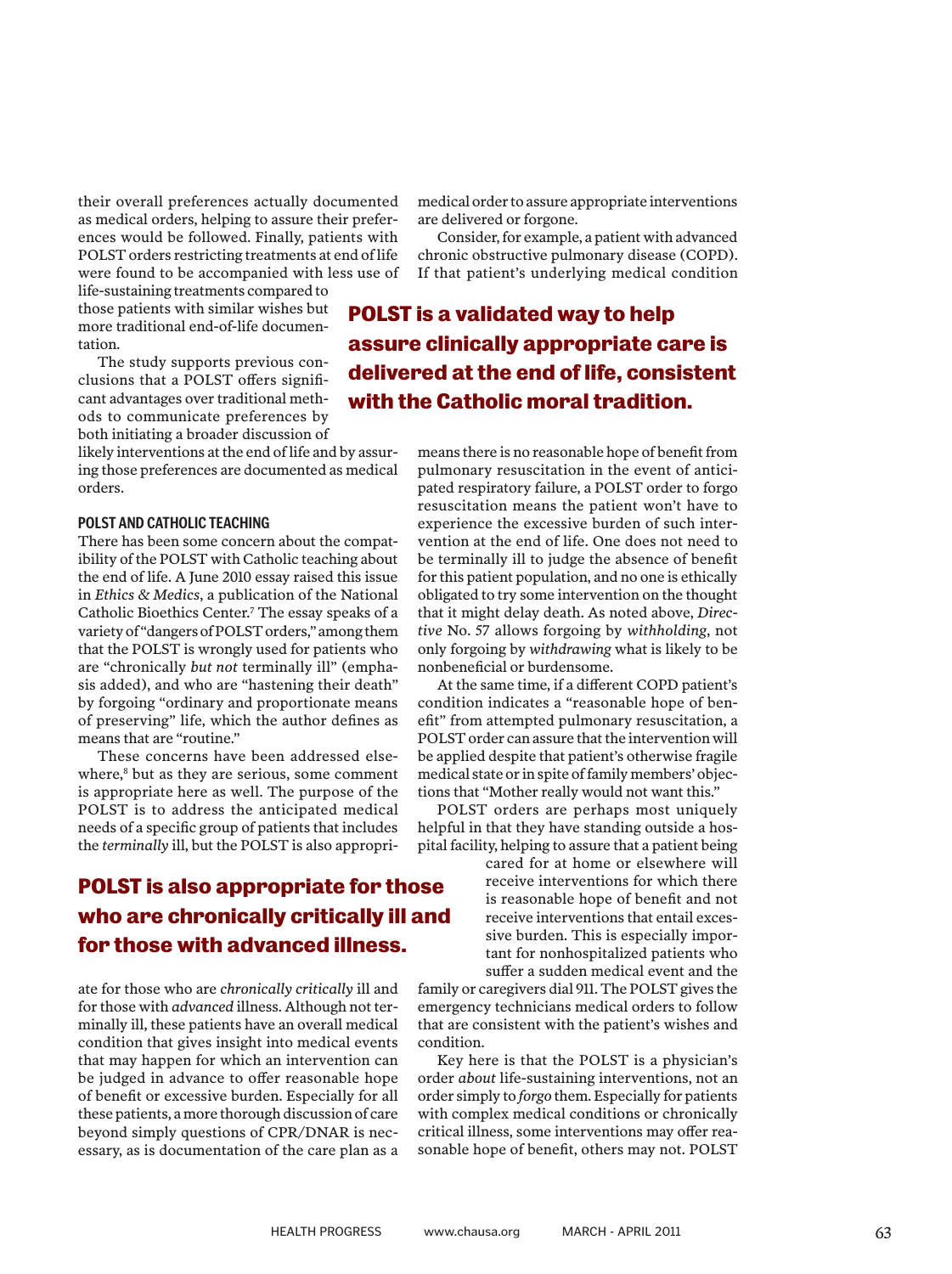their overall preferences actually documented as medical orders, helping to assure their preferences would be followed. Finally, patients with POLST orders restricting treatments at end of life were found to be accompanied with less use of life-sustaining treatments compared to those patients with similar wishes but more traditional end-of-life documentation.

The study supports previous conclusions that a POLST offers significant advantages over traditional methods to communicate preferences by both initiating a broader discussion of likely interventions at the end of life and by assuring those preferences are documented as medical orders.

**POLST is a validated way to help assure clinically appropriate care is delivered at the end of life, consistent with the Catholic moral tradition.**

### POLST AND CATHOLIC TEACHING

There has been some concern about the compatibility of the POLST with Catholic teaching about the end of life. A June 2010 essay raised this issue in *Ethics & Medics*, a publication of the National Catholic Bioethics Center.[7] The essay speaks of a variety of "dangers of POLST orders," among them that the POLST is wrongly used for patients who are "chronically *but not* terminally ill" (emphasis added), and who are "hastening their death" by forgoing "ordinary and proportionate means of preserving" life, which the author defines as means that are "routine."

These concerns have been addressed elsewhere,[8] but as they are serious, some comment is appropriate here as well. The purpose of the POLST is to address the anticipated medical needs of a specific group of patients that includes the *terminally* ill, but the POLST is also appropriate for those who are *chronically critically* ill and for those with *advanced* illness. Although not terminally ill, these patients have an overall medical condition that gives insight into medical events that may happen for which an intervention can be judged in advance to offer reasonable hope of benefit or excessive burden. Especially for all these patients, a more thorough discussion of care beyond simply questions of CPR/DNAR is necessary, as is documentation of the care plan as a medical order to assure appropriate interventions are delivered or forgone.

**POLST is also appropriate for those who are chronically critically ill and for those with advanced illness.**

Consider, for example, a patient with advanced chronic obstructive pulmonary disease (COPD). If that patient's underlying medical condition means there is no reasonable hope of benefit from pulmonary resuscitation in the event of anticipated respiratory failure, a POLST order to forgo resuscitation means the patient won't have to experience the excessive burden of such intervention at the end of life. One does not need to be terminally ill to judge the absence of benefit for this patient population, and no one is ethically obligated to try some intervention on the thought that it might delay death. As noted above, *Directive* No. 57 allows forgoing by *withholding*, not only forgoing by *withdrawing* what is likely to be nonbeneficial or burdensome.

At the same time, if a different COPD patient's condition indicates a "reasonable hope of benefit" from attempted pulmonary resuscitation, a POLST order can assure that the intervention will be applied despite that patient's otherwise fragile medical state or in spite of family members' objections that "Mother really would not want this."

POLST orders are perhaps most uniquely helpful in that they have standing outside a hospital facility, helping to assure that a patient being cared for at home or elsewhere will receive interventions for which there is reasonable hope of benefit and not receive interventions that entail excessive burden. This is especially important for nonhospitalized patients who suffer a sudden medical event and the family or caregivers dial 911. The POLST gives the emergency technicians medical orders to follow that are consistent with the patient's wishes and condition.

Key here is that the POLST is a physician's order *about* life-sustaining interventions, not an order simply to *forgo* them. Especially for patients with complex medical conditions or chronically critical illness, some interventions may offer reasonable hope of benefit, others may not. POLST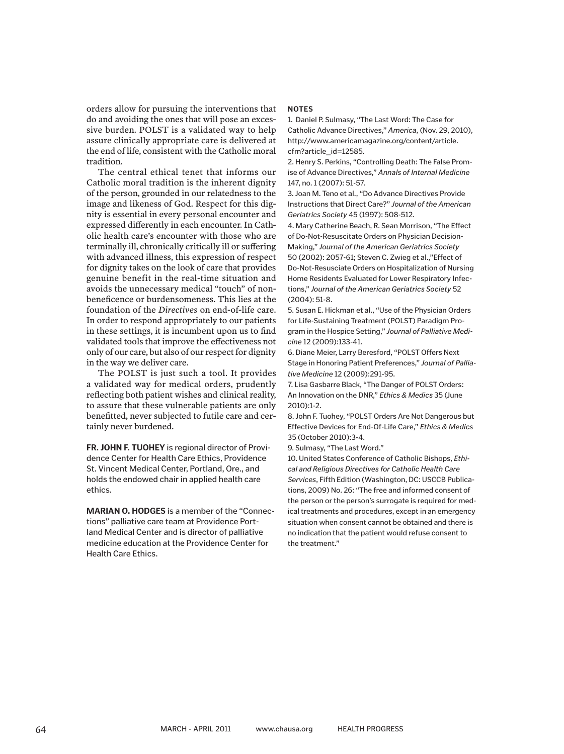orders allow for pursuing the interventions that do and avoiding the ones that will pose an excessive burden. POLST is a validated way to help assure clinically appropriate care is delivered at the end of life, consistent with the Catholic moral tradition.

The central ethical tenet that informs our Catholic moral tradition is the inherent dignity of the person, grounded in our relatedness to the image and likeness of God. Respect for this dignity is essential in every personal encounter and expressed differently in each encounter. In Catholic health care's encounter with those who are terminally ill, chronically critically ill or suffering with advanced illness, this expression of respect for dignity takes on the look of care that provides genuine benefit in the real-time situation and avoids the unnecessary medical "touch" of nonbeneficence or burdensomeness. This lies at the foundation of the *Directives* on end-of-life care. In order to respond appropriately to our patients in these settings, it is incumbent upon us to find validated tools that improve the effectiveness not only of our care, but also of our respect for dignity in the way we deliver care.

The POLST is just such a tool. It provides a validated way for medical orders, prudently reflecting both patient wishes and clinical reality, to assure that these vulnerable patients are only benefitted, never subjected to futile care and certainly never burdened.

**FR. JOHN F. TUOHEY** is regional director of Providence Center for Health Care Ethics, Providence St. Vincent Medical Center, Portland, Ore., and holds the endowed chair in applied health care ethics.

**MARIAN O. HODGES** is a member of the "Connections" palliative care team at Providence Portland Medical Center and is director of palliative medicine education at the Providence Center for Health Care Ethics.

**NOTES**

1. Daniel P. Sulmasy, "The Last Word: The Case for Catholic Advance Directives," *America*, (Nov. 29, 2010), http://www.americamagazine.org/content/article.cfm?article_id=12585.
2. Henry S. Perkins, "Controlling Death: The False Promise of Advance Directives," *Annals of Internal Medicine* 147, no. 1 (2007): 51-57.
3. Joan M. Teno et al., "Do Advance Directives Provide Instructions that Direct Care?" *Journal of the American Geriatrics Society* 45 (1997): 508-512.
4. Mary Catherine Beach, R. Sean Morrison, "The Effect of Do-Not-Resuscitate Orders on Physician Decision-Making," *Journal of the American Geriatrics Society* 50 (2002): 2057-61; Steven C. Zwieg et al.,"Effect of Do-Not-Resusciate Orders on Hospitalization of Nursing Home Residents Evaluated for Lower Respiratory Infections," *Journal of the American Geriatrics Society* 52 (2004): 51-8.
5. Susan E. Hickman et al., "Use of the Physician Orders for Life-Sustaining Treatment (POLST) Paradigm Program in the Hospice Setting," *Journal of Palliative Medicine* 12 (2009):133-41.
6. Diane Meier, Larry Beresford, "POLST Offers Next Stage in Honoring Patient Preferences," *Journal of Palliative Medicine* 12 (2009):291-95.
7. Lisa Gasbarre Black, "The Danger of POLST Orders: An Innovation on the DNR," *Ethics & Medics* 35 (June 2010):1-2.
8. John F. Tuohey, "POLST Orders Are Not Dangerous but Effective Devices for End-Of-Life Care," *Ethics & Medics* 35 (October 2010):3-4.
9. Sulmasy, "The Last Word."
10. United States Conference of Catholic Bishops, *Ethical and Religious Directives for Catholic Health Care Services*, Fifth Edition (Washington, DC: USCCB Publications, 2009) No. 26: "The free and informed consent of the person or the person's surrogate is required for medical treatments and procedures, except in an emergency situation when consent cannot be obtained and there is no indication that the patient would refuse consent to the treatment."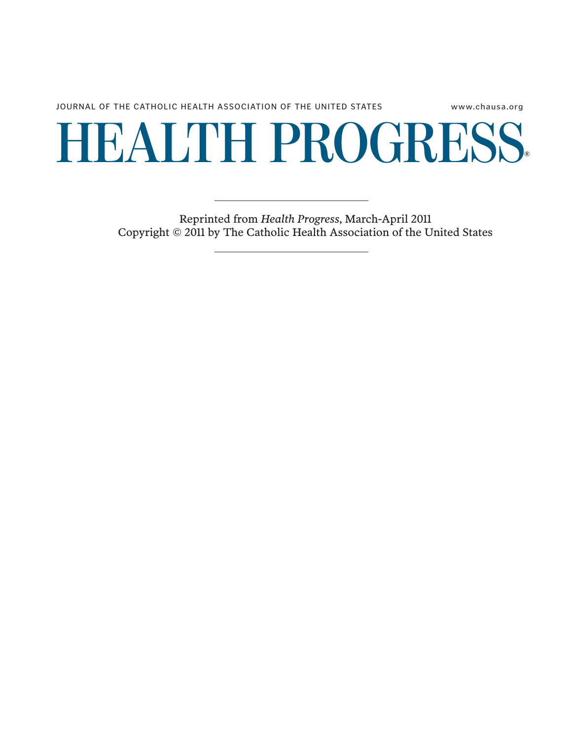JOURNAL OF THE CATHOLIC HEALTH ASSOCIATION OF THE UNITED STATES www.chausa.org

# HEALTH PROGRESS®

Reprinted from *Health Progress*, March-April 2011
Copyright © 2011 by The Catholic Health Association of the United States